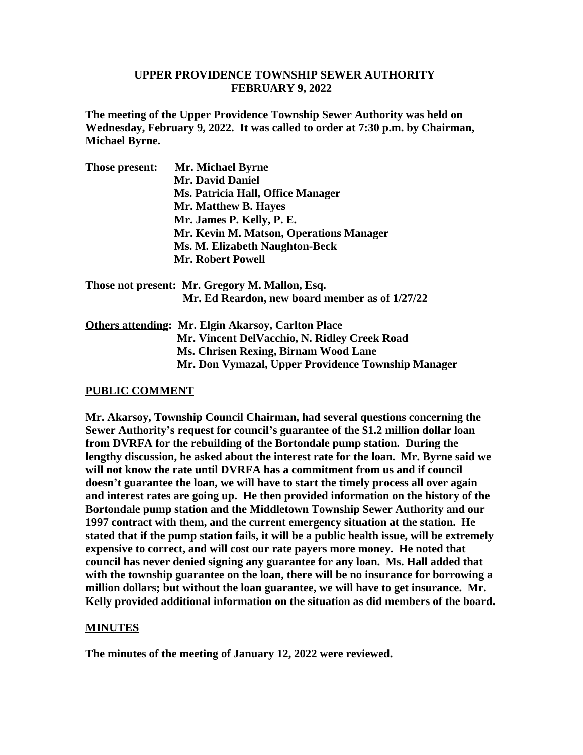# UPPER PROVIDENCE TOWNSHIP SEWER AUTHORITY
## FEBRUARY 9, 2022

**The meeting of the Upper Providence Township Sewer Authority was held on Wednesday, February 9, 2022. It was called to order at 7:30 p.m. by Chairman, Michael Byrne.**

**Those present:** **Mr. Michael Byrne**
**Mr. David Daniel**
**Ms. Patricia Hall, Office Manager**
**Mr. Matthew B. Hayes**
**Mr. James P. Kelly, P. E.**
**Mr. Kevin M. Matson, Operations Manager**
**Ms. M. Elizabeth Naughton-Beck**
**Mr. Robert Powell**

**Those not present:** **Mr. Gregory M. Mallon, Esq.**
**Mr. Ed Reardon, new board member as of 1/27/22**

**Others attending:** **Mr. Elgin Akarsoy, Carlton Place**
**Mr. Vincent DelVacchio, N. Ridley Creek Road**
**Ms. Chrisen Rexing, Birnam Wood Lane**
**Mr. Don Vymazal, Upper Providence Township Manager**

**PUBLIC COMMENT**

**Mr. Akarsoy, Township Council Chairman, had several questions concerning the Sewer Authority's request for council's guarantee of the $1.2 million dollar loan from DVRFA for the rebuilding of the Bortondale pump station. During the lengthy discussion, he asked about the interest rate for the loan. Mr. Byrne said we will not know the rate until DVRFA has a commitment from us and if council doesn't guarantee the loan, we will have to start the timely process all over again and interest rates are going up. He then provided information on the history of the Bortondale pump station and the Middletown Township Sewer Authority and our 1997 contract with them, and the current emergency situation at the station. He stated that if the pump station fails, it will be a public health issue, will be extremely expensive to correct, and will cost our rate payers more money. He noted that council has never denied signing any guarantee for any loan. Ms. Hall added that with the township guarantee on the loan, there will be no insurance for borrowing a million dollars; but without the loan guarantee, we will have to get insurance. Mr. Kelly provided additional information on the situation as did members of the board.**

**MINUTES**

**The minutes of the meeting of January 12, 2022 were reviewed.**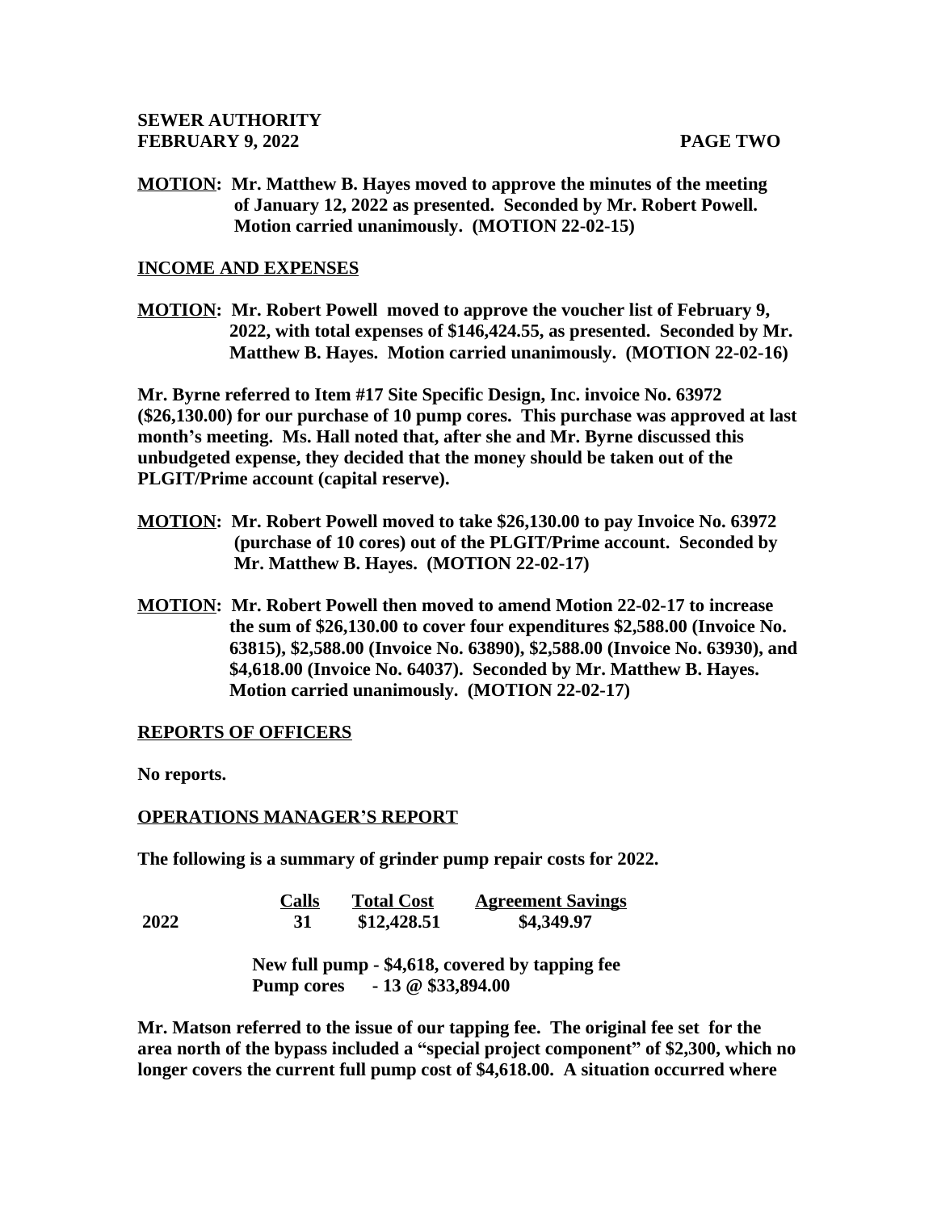**MOTION: Mr. Matthew B. Hayes moved to approve the minutes of the meeting of January 12, 2022 as presented. Seconded by Mr. Robert Powell. Motion carried unanimously. (MOTION 22-02-15)**

## INCOME AND EXPENSES

**MOTION: Mr. Robert Powell moved to approve the voucher list of February 9, 2022, with total expenses of $146,424.55, as presented. Seconded by Mr. Matthew B. Hayes. Motion carried unanimously. (MOTION 22-02-16)**

**Mr. Byrne referred to Item #17 Site Specific Design, Inc. invoice No. 63972 ($26,130.00) for our purchase of 10 pump cores. This purchase was approved at last month's meeting. Ms. Hall noted that, after she and Mr. Byrne discussed this unbudgeted expense, they decided that the money should be taken out of the PLGIT/Prime account (capital reserve).**

**MOTION: Mr. Robert Powell moved to take $26,130.00 to pay Invoice No. 63972 (purchase of 10 cores) out of the PLGIT/Prime account. Seconded by Mr. Matthew B. Hayes. (MOTION 22-02-17)**

**MOTION: Mr. Robert Powell then moved to amend Motion 22-02-17 to increase the sum of $26,130.00 to cover four expenditures $2,588.00 (Invoice No. 63815), $2,588.00 (Invoice No. 63890), $2,588.00 (Invoice No. 63930), and $4,618.00 (Invoice No. 64037). Seconded by Mr. Matthew B. Hayes. Motion carried unanimously. (MOTION 22-02-17)**

## REPORTS OF OFFICERS

**No reports.**

## OPERATIONS MANAGER'S REPORT

**The following is a summary of grinder pump repair costs for 2022.**

| | Calls | Total Cost | Agreement Savings |
|---|---|---|---|
| **2022** | **31** | **$12,428.51** | **$4,349.97** |

**New full pump - $4,618, covered by tapping fee**
**Pump cores - 13 @ $33,894.00**

**Mr. Matson referred to the issue of our tapping fee. The original fee set for the area north of the bypass included a "special project component" of $2,300, which no longer covers the current full pump cost of $4,618.00. A situation occurred where**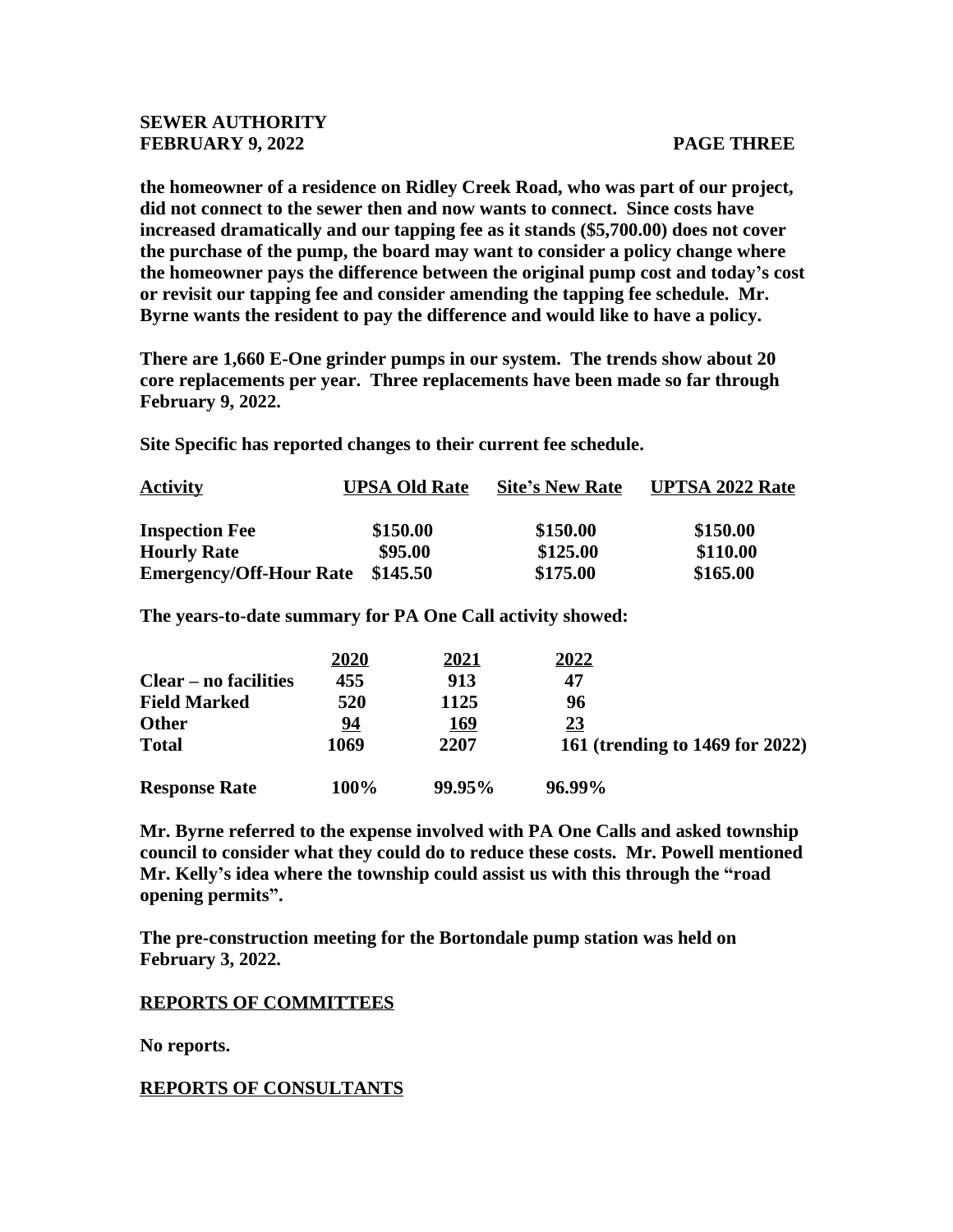**the homeowner of a residence on Ridley Creek Road, who was part of our project, did not connect to the sewer then and now wants to connect. Since costs have increased dramatically and our tapping fee as it stands ($5,700.00) does not cover the purchase of the pump, the board may want to consider a policy change where the homeowner pays the difference between the original pump cost and today's cost or revisit our tapping fee and consider amending the tapping fee schedule. Mr. Byrne wants the resident to pay the difference and would like to have a policy.**

**There are 1,660 E-One grinder pumps in our system. The trends show about 20 core replacements per year. Three replacements have been made so far through February 9, 2022.**

**Site Specific has reported changes to their current fee schedule.**

| Activity | UPSA Old Rate | Site's New Rate | UPTSA 2022 Rate |
|---|---|---|---|
| Inspection Fee | $150.00 | $150.00 | $150.00 |
| Hourly Rate | $95.00 | $125.00 | $110.00 |
| Emergency/Off-Hour Rate | $145.50 | $175.00 | $165.00 |

**The years-to-date summary for PA One Call activity showed:**

| | 2020 | 2021 | 2022 |
|---|---|---|---|
| Clear – no facilities | 455 | 913 | 47 |
| Field Marked | 520 | 1125 | 96 |
| Other | 94 | 169 | 23 |
| Total | 1069 | 2207 | 161 (trending to 1469 for 2022) |
| Response Rate | 100% | 99.95% | 96.99% |

**Mr. Byrne referred to the expense involved with PA One Calls and asked township council to consider what they could do to reduce these costs. Mr. Powell mentioned Mr. Kelly's idea where the township could assist us with this through the "road opening permits".**

**The pre-construction meeting for the Bortondale pump station was held on February 3, 2022.**

## REPORTS OF COMMITTEES

**No reports.**

## REPORTS OF CONSULTANTS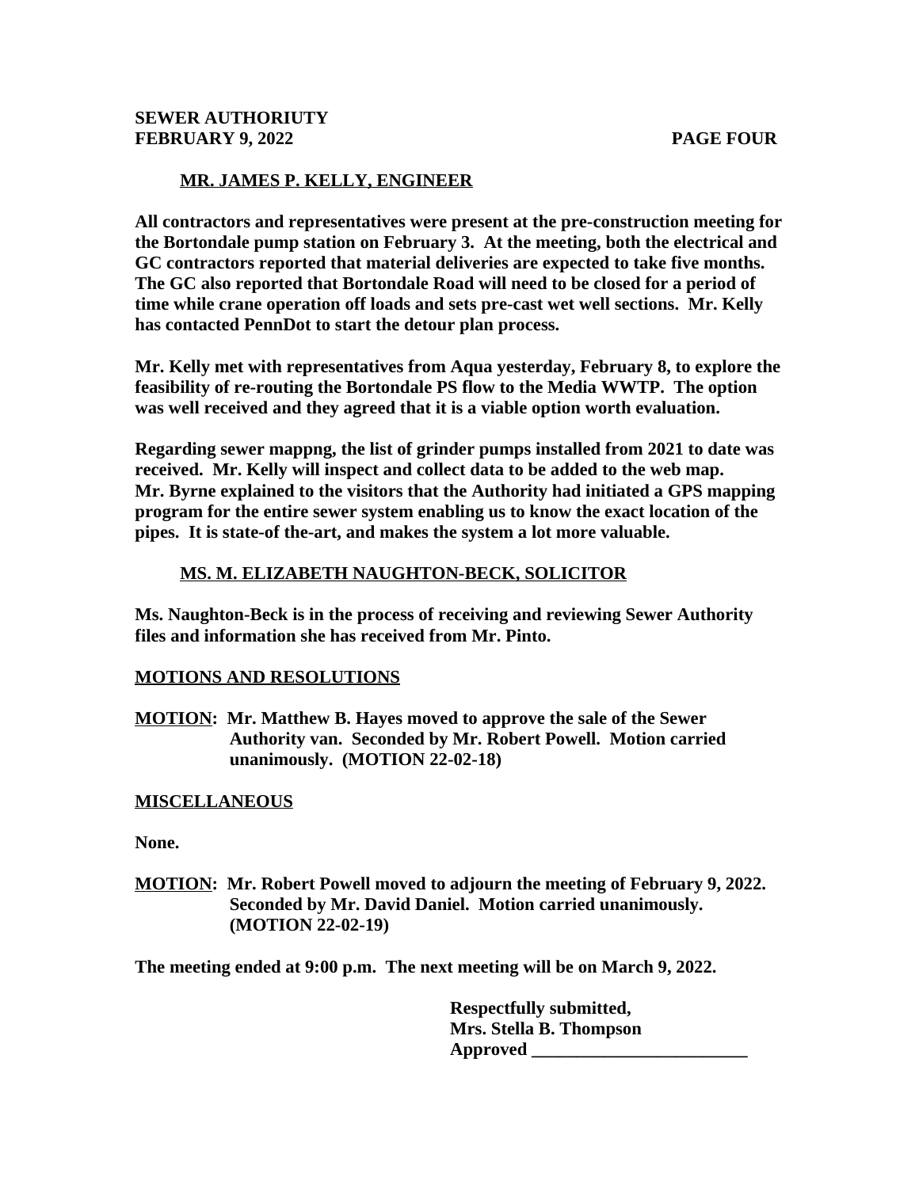**MR. JAMES P. KELLY, ENGINEER**

**All contractors and representatives were present at the pre-construction meeting for the Bortondale pump station on February 3. At the meeting, both the electrical and GC contractors reported that material deliveries are expected to take five months. The GC also reported that Bortondale Road will need to be closed for a period of time while crane operation off loads and sets pre-cast wet well sections. Mr. Kelly has contacted PennDot to start the detour plan process.**

**Mr. Kelly met with representatives from Aqua yesterday, February 8, to explore the feasibility of re-routing the Bortondale PS flow to the Media WWTP. The option was well received and they agreed that it is a viable option worth evaluation.**

**Regarding sewer mappng, the list of grinder pumps installed from 2021 to date was received. Mr. Kelly will inspect and collect data to be added to the web map. Mr. Byrne explained to the visitors that the Authority had initiated a GPS mapping program for the entire sewer system enabling us to know the exact location of the pipes. It is state-of the-art, and makes the system a lot more valuable.**

**MS. M. ELIZABETH NAUGHTON-BECK, SOLICITOR**

**Ms. Naughton-Beck is in the process of receiving and reviewing Sewer Authority files and information she has received from Mr. Pinto.**

**MOTIONS AND RESOLUTIONS**

**MOTION: Mr. Matthew B. Hayes moved to approve the sale of the Sewer Authority van. Seconded by Mr. Robert Powell. Motion carried unanimously. (MOTION 22-02-18)**

**MISCELLANEOUS**

**None.**

**MOTION: Mr. Robert Powell moved to adjourn the meeting of February 9, 2022. Seconded by Mr. David Daniel. Motion carried unanimously. (MOTION 22-02-19)**

**The meeting ended at 9:00 p.m. The next meeting will be on March 9, 2022.**

**Respectfully submitted,**
**Mrs. Stella B. Thompson**
**Approved ________________________**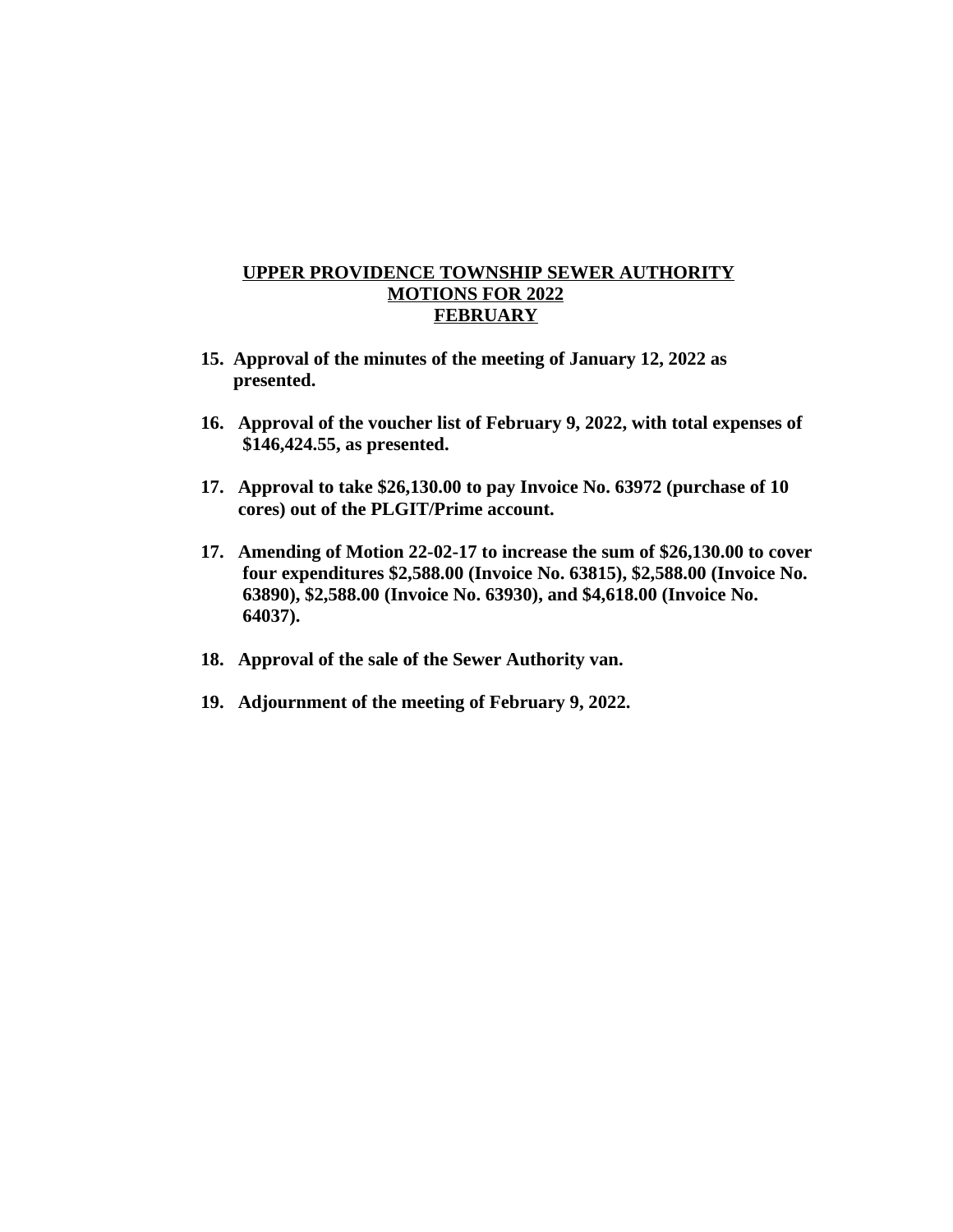**UPPER PROVIDENCE TOWNSHIP SEWER AUTHORITY**
**MOTIONS FOR 2022**
**FEBRUARY**

**15. Approval of the minutes of the meeting of January 12, 2022 as presented.**

**16. Approval of the voucher list of February 9, 2022, with total expenses of $146,424.55, as presented.**

**17. Approval to take $26,130.00 to pay Invoice No. 63972 (purchase of 10 cores) out of the PLGIT/Prime account.**

**17. Amending of Motion 22-02-17 to increase the sum of $26,130.00 to cover four expenditures $2,588.00 (Invoice No. 63815), $2,588.00 (Invoice No. 63890), $2,588.00 (Invoice No. 63930), and $4,618.00 (Invoice No. 64037).**

**18. Approval of the sale of the Sewer Authority van.**

**19. Adjournment of the meeting of February 9, 2022.**